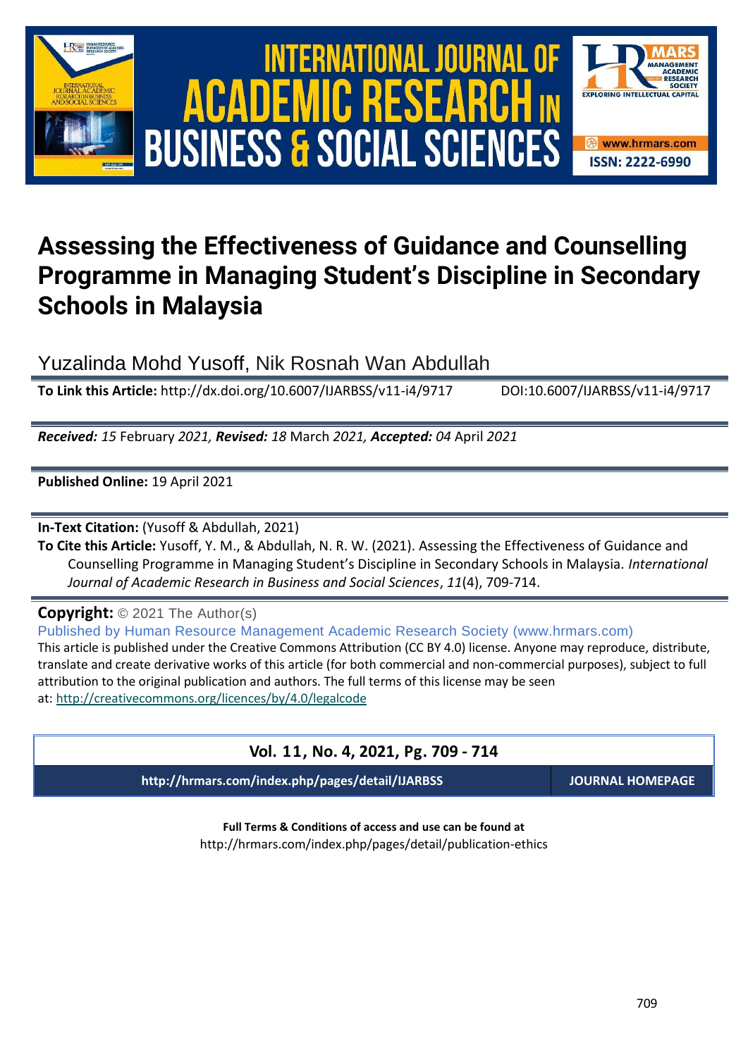# Assessing the Effectiveness of Guidance and Counselling Programme in Managing Student's Discipline in Secondary Schools in Malaysia

Yuzalinda Mohd Yusoff, Nik Rosnah Wan Abdullah

**To Link this Article:** http://dx.doi.org/10.6007/IJARBSS/v11-i4/9717 DOI:10.6007/IJARBSS/v11-i4/9717

***Received:*** *15* February *2021,* ***Revised:*** *18* March *2021,* ***Accepted:*** *04* April *2021*

**Published Online:** 19 April 2021

**In-Text Citation:** (Yusoff & Abdullah, 2021)

**To Cite this Article:** Yusoff, Y. M., & Abdullah, N. R. W. (2021). Assessing the Effectiveness of Guidance and Counselling Programme in Managing Student's Discipline in Secondary Schools in Malaysia. *International Journal of Academic Research in Business and Social Sciences*, *11*(4), 709-714.

**Copyright:** © 2021 The Author(s)

Published by Human Resource Management Academic Research Society (www.hrmars.com)

This article is published under the Creative Commons Attribution (CC BY 4.0) license. Anyone may reproduce, distribute, translate and create derivative works of this article (for both commercial and non-commercial purposes), subject to full attribution to the original publication and authors. The full terms of this license may be seen at: http://creativecommons.org/licences/by/4.0/legalcode

**Vol. 11, No. 4, 2021, Pg. 709 - 714**

**http://hrmars.com/index.php/pages/detail/IJARBSS** **JOURNAL HOMEPAGE**

**Full Terms & Conditions of access and use can be found at**
http://hrmars.com/index.php/pages/detail/publication-ethics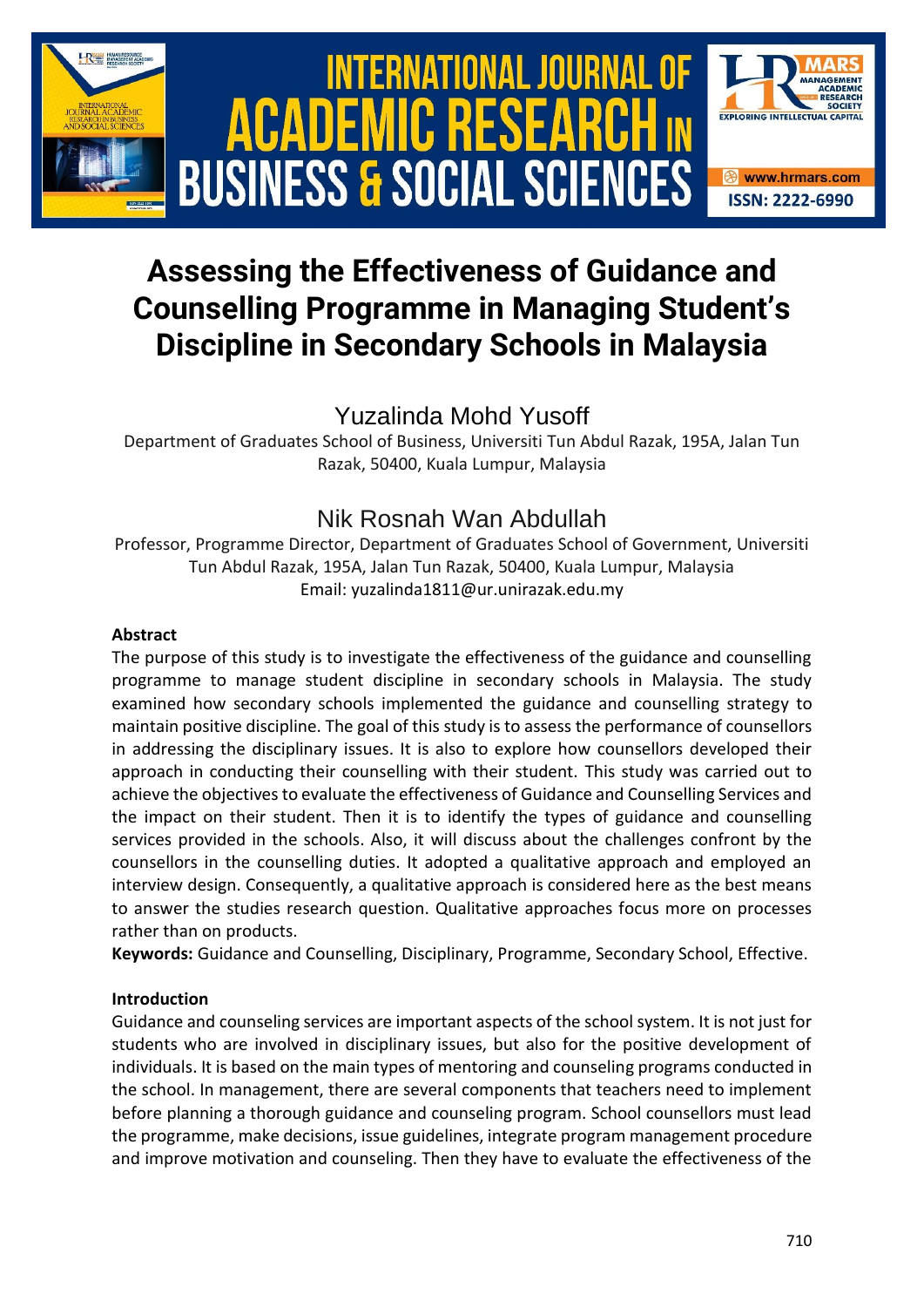# Assessing the Effectiveness of Guidance and Counselling Programme in Managing Student's Discipline in Secondary Schools in Malaysia

Yuzalinda Mohd Yusoff

Department of Graduates School of Business, Universiti Tun Abdul Razak, 195A, Jalan Tun Razak, 50400, Kuala Lumpur, Malaysia

Nik Rosnah Wan Abdullah

Professor, Programme Director, Department of Graduates School of Government, Universiti Tun Abdul Razak, 195A, Jalan Tun Razak, 50400, Kuala Lumpur, Malaysia

Email: yuzalinda1811@ur.unirazak.edu.my

**Abstract**

The purpose of this study is to investigate the effectiveness of the guidance and counselling programme to manage student discipline in secondary schools in Malaysia. The study examined how secondary schools implemented the guidance and counselling strategy to maintain positive discipline. The goal of this study is to assess the performance of counsellors in addressing the disciplinary issues. It is also to explore how counsellors developed their approach in conducting their counselling with their student. This study was carried out to achieve the objectives to evaluate the effectiveness of Guidance and Counselling Services and the impact on their student. Then it is to identify the types of guidance and counselling services provided in the schools. Also, it will discuss about the challenges confront by the counsellors in the counselling duties. It adopted a qualitative approach and employed an interview design. Consequently, a qualitative approach is considered here as the best means to answer the studies research question. Qualitative approaches focus more on processes rather than on products.

**Keywords:** Guidance and Counselling, Disciplinary, Programme, Secondary School, Effective.

**Introduction**

Guidance and counseling services are important aspects of the school system. It is not just for students who are involved in disciplinary issues, but also for the positive development of individuals. It is based on the main types of mentoring and counseling programs conducted in the school. In management, there are several components that teachers need to implement before planning a thorough guidance and counseling program. School counsellors must lead the programme, make decisions, issue guidelines, integrate program management procedure and improve motivation and counseling. Then they have to evaluate the effectiveness of the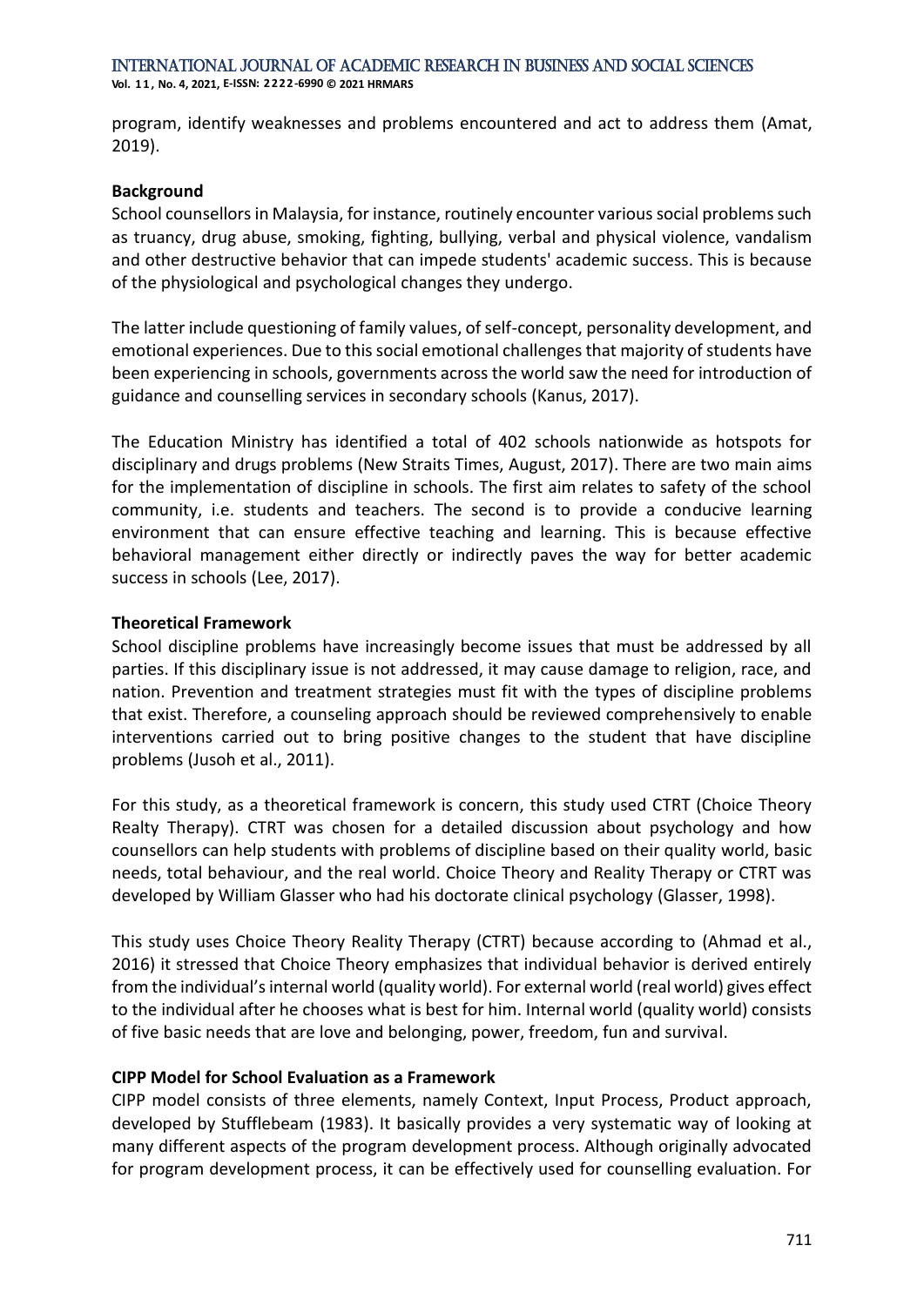program, identify weaknesses and problems encountered and act to address them (Amat, 2019).

## Background

School counsellors in Malaysia, for instance, routinely encounter various social problems such as truancy, drug abuse, smoking, fighting, bullying, verbal and physical violence, vandalism and other destructive behavior that can impede students' academic success. This is because of the physiological and psychological changes they undergo.

The latter include questioning of family values, of self-concept, personality development, and emotional experiences. Due to this social emotional challenges that majority of students have been experiencing in schools, governments across the world saw the need for introduction of guidance and counselling services in secondary schools (Kanus, 2017).

The Education Ministry has identified a total of 402 schools nationwide as hotspots for disciplinary and drugs problems (New Straits Times, August, 2017). There are two main aims for the implementation of discipline in schools. The first aim relates to safety of the school community, i.e. students and teachers. The second is to provide a conducive learning environment that can ensure effective teaching and learning. This is because effective behavioral management either directly or indirectly paves the way for better academic success in schools (Lee, 2017).

## Theoretical Framework

School discipline problems have increasingly become issues that must be addressed by all parties. If this disciplinary issue is not addressed, it may cause damage to religion, race, and nation. Prevention and treatment strategies must fit with the types of discipline problems that exist. Therefore, a counseling approach should be reviewed comprehensively to enable interventions carried out to bring positive changes to the student that have discipline problems (Jusoh et al., 2011).

For this study, as a theoretical framework is concern, this study used CTRT (Choice Theory Realty Therapy). CTRT was chosen for a detailed discussion about psychology and how counsellors can help students with problems of discipline based on their quality world, basic needs, total behaviour, and the real world. Choice Theory and Reality Therapy or CTRT was developed by William Glasser who had his doctorate clinical psychology (Glasser, 1998).

This study uses Choice Theory Reality Therapy (CTRT) because according to (Ahmad et al., 2016) it stressed that Choice Theory emphasizes that individual behavior is derived entirely from the individual's internal world (quality world). For external world (real world) gives effect to the individual after he chooses what is best for him. Internal world (quality world) consists of five basic needs that are love and belonging, power, freedom, fun and survival.

## CIPP Model for School Evaluation as a Framework

CIPP model consists of three elements, namely Context, Input Process, Product approach, developed by Stufflebeam (1983). It basically provides a very systematic way of looking at many different aspects of the program development process. Although originally advocated for program development process, it can be effectively used for counselling evaluation. For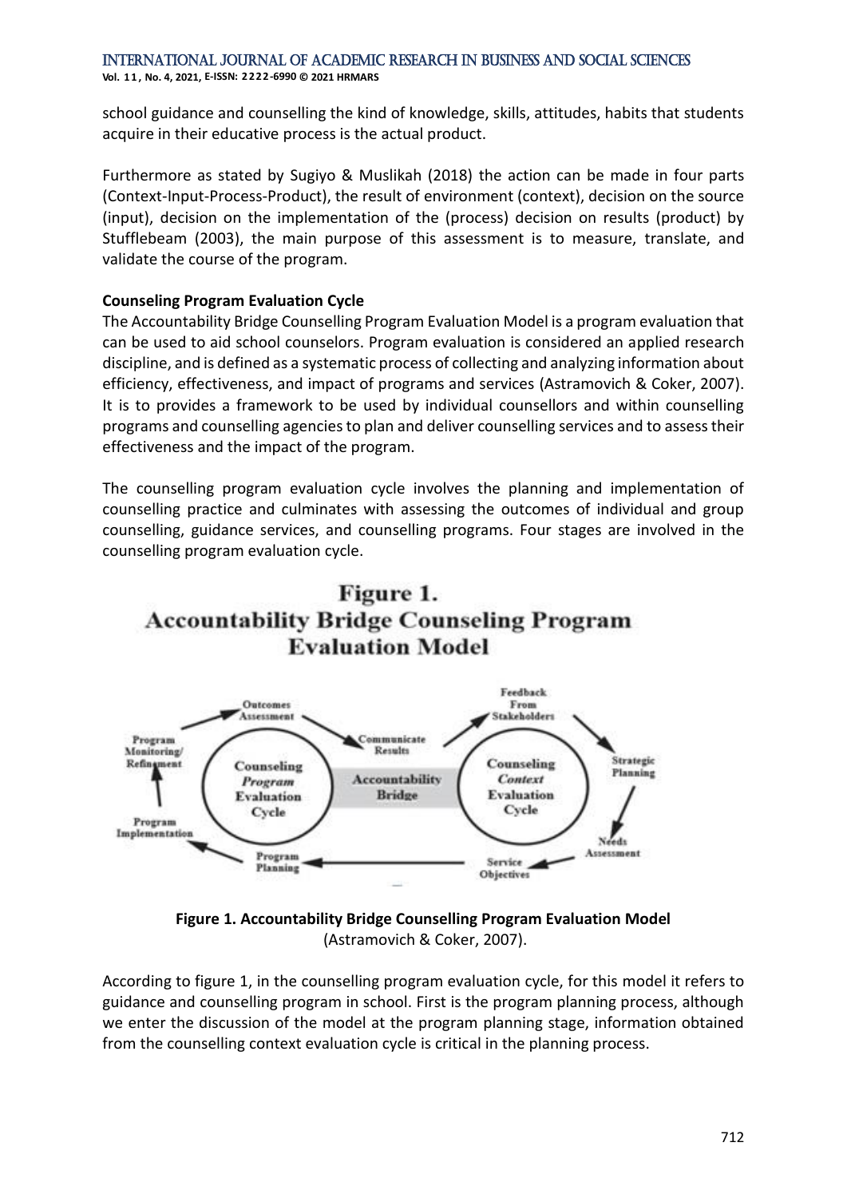school guidance and counselling the kind of knowledge, skills, attitudes, habits that students acquire in their educative process is the actual product.

Furthermore as stated by Sugiyo & Muslikah (2018) the action can be made in four parts (Context-Input-Process-Product), the result of environment (context), decision on the source (input), decision on the implementation of the (process) decision on results (product) by Stufflebeam (2003), the main purpose of this assessment is to measure, translate, and validate the course of the program.

**Counseling Program Evaluation Cycle**

The Accountability Bridge Counselling Program Evaluation Model is a program evaluation that can be used to aid school counselors. Program evaluation is considered an applied research discipline, and is defined as a systematic process of collecting and analyzing information about efficiency, effectiveness, and impact of programs and services (Astramovich & Coker, 2007). It is to provides a framework to be used by individual counsellors and within counselling programs and counselling agencies to plan and deliver counselling services and to assess their effectiveness and the impact of the program.

The counselling program evaluation cycle involves the planning and implementation of counselling practice and culminates with assessing the outcomes of individual and group counselling, guidance services, and counselling programs. Four stages are involved in the counselling program evaluation cycle.

Figure 1.
Accountability Bridge Counseling Program Evaluation Model

**Figure 1. Accountability Bridge Counselling Program Evaluation Model**
(Astramovich & Coker, 2007).

According to figure 1, in the counselling program evaluation cycle, for this model it refers to guidance and counselling program in school. First is the program planning process, although we enter the discussion of the model at the program planning stage, information obtained from the counselling context evaluation cycle is critical in the planning process.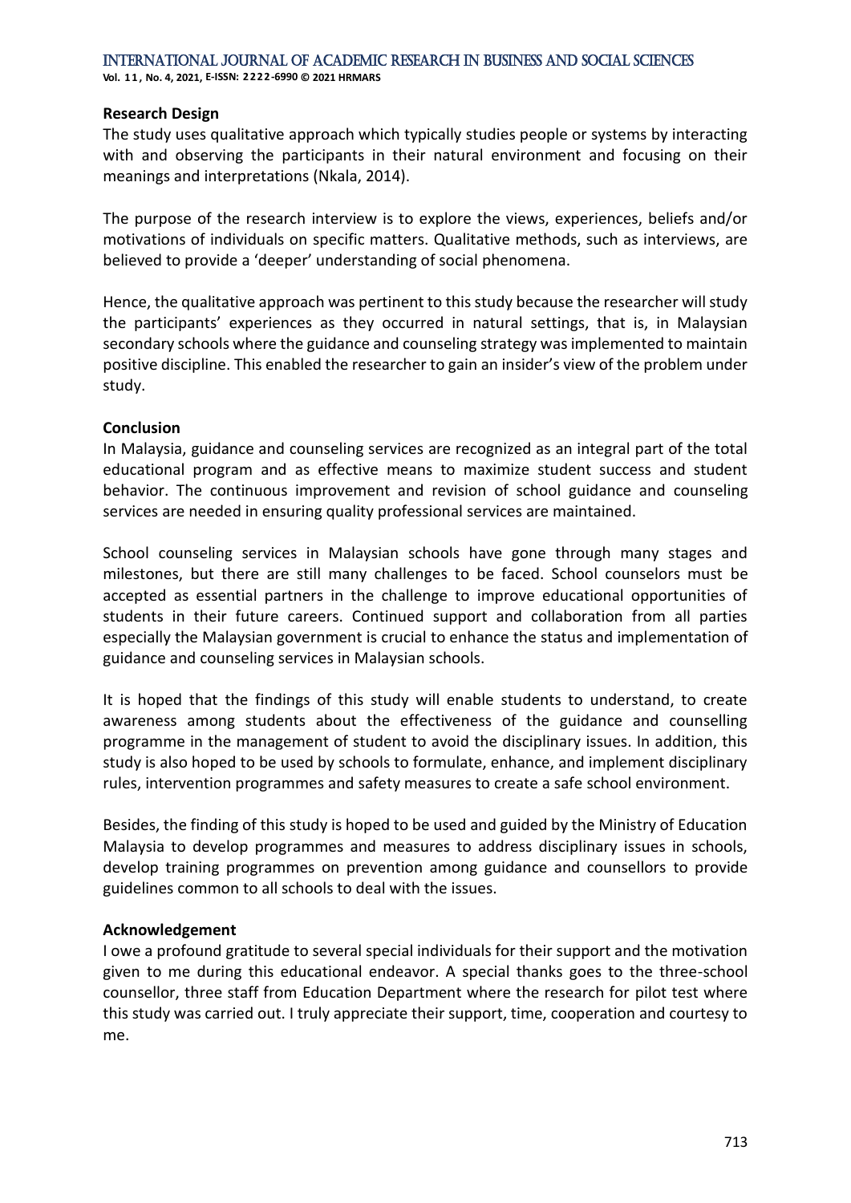**Research Design**

The study uses qualitative approach which typically studies people or systems by interacting with and observing the participants in their natural environment and focusing on their meanings and interpretations (Nkala, 2014).

The purpose of the research interview is to explore the views, experiences, beliefs and/or motivations of individuals on specific matters. Qualitative methods, such as interviews, are believed to provide a 'deeper' understanding of social phenomena.

Hence, the qualitative approach was pertinent to this study because the researcher will study the participants' experiences as they occurred in natural settings, that is, in Malaysian secondary schools where the guidance and counseling strategy was implemented to maintain positive discipline. This enabled the researcher to gain an insider's view of the problem under study.

**Conclusion**

In Malaysia, guidance and counseling services are recognized as an integral part of the total educational program and as effective means to maximize student success and student behavior. The continuous improvement and revision of school guidance and counseling services are needed in ensuring quality professional services are maintained.

School counseling services in Malaysian schools have gone through many stages and milestones, but there are still many challenges to be faced. School counselors must be accepted as essential partners in the challenge to improve educational opportunities of students in their future careers. Continued support and collaboration from all parties especially the Malaysian government is crucial to enhance the status and implementation of guidance and counseling services in Malaysian schools.

It is hoped that the findings of this study will enable students to understand, to create awareness among students about the effectiveness of the guidance and counselling programme in the management of student to avoid the disciplinary issues. In addition, this study is also hoped to be used by schools to formulate, enhance, and implement disciplinary rules, intervention programmes and safety measures to create a safe school environment.

Besides, the finding of this study is hoped to be used and guided by the Ministry of Education Malaysia to develop programmes and measures to address disciplinary issues in schools, develop training programmes on prevention among guidance and counsellors to provide guidelines common to all schools to deal with the issues.

**Acknowledgement**

I owe a profound gratitude to several special individuals for their support and the motivation given to me during this educational endeavor. A special thanks goes to the three-school counsellor, three staff from Education Department where the research for pilot test where this study was carried out. I truly appreciate their support, time, cooperation and courtesy to me.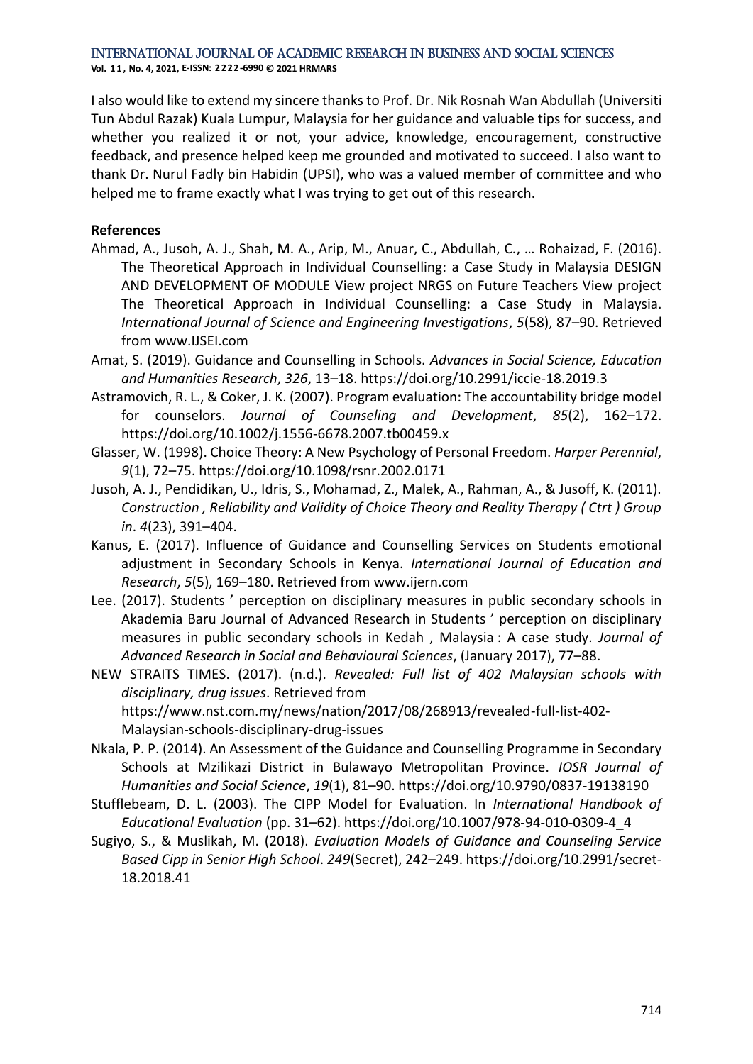I also would like to extend my sincere thanks to Prof. Dr. Nik Rosnah Wan Abdullah (Universiti Tun Abdul Razak) Kuala Lumpur, Malaysia for her guidance and valuable tips for success, and whether you realized it or not, your advice, knowledge, encouragement, constructive feedback, and presence helped keep me grounded and motivated to succeed. I also want to thank Dr. Nurul Fadly bin Habidin (UPSI), who was a valued member of committee and who helped me to frame exactly what I was trying to get out of this research.

## References

Ahmad, A., Jusoh, A. J., Shah, M. A., Arip, M., Anuar, C., Abdullah, C., … Rohaizad, F. (2016). The Theoretical Approach in Individual Counselling: a Case Study in Malaysia DESIGN AND DEVELOPMENT OF MODULE View project NRGS on Future Teachers View project The Theoretical Approach in Individual Counselling: a Case Study in Malaysia. *International Journal of Science and Engineering Investigations*, *5*(58), 87–90. Retrieved from www.IJSEI.com

Amat, S. (2019). Guidance and Counselling in Schools. *Advances in Social Science, Education and Humanities Research*, *326*, 13–18. https://doi.org/10.2991/iccie-18.2019.3

Astramovich, R. L., & Coker, J. K. (2007). Program evaluation: The accountability bridge model for counselors. *Journal of Counseling and Development*, *85*(2), 162–172. https://doi.org/10.1002/j.1556-6678.2007.tb00459.x

Glasser, W. (1998). Choice Theory: A New Psychology of Personal Freedom. *Harper Perennial*, *9*(1), 72–75. https://doi.org/10.1098/rsnr.2002.0171

Jusoh, A. J., Pendidikan, U., Idris, S., Mohamad, Z., Malek, A., Rahman, A., & Jusoff, K. (2011). *Construction , Reliability and Validity of Choice Theory and Reality Therapy ( Ctrt ) Group in*. *4*(23), 391–404.

Kanus, E. (2017). Influence of Guidance and Counselling Services on Students emotional adjustment in Secondary Schools in Kenya. *International Journal of Education and Research*, *5*(5), 169–180. Retrieved from www.ijern.com

Lee. (2017). Students ' perception on disciplinary measures in public secondary schools in Akademia Baru Journal of Advanced Research in Students ' perception on disciplinary measures in public secondary schools in Kedah , Malaysia : A case study. *Journal of Advanced Research in Social and Behavioural Sciences*, (January 2017), 77–88.

NEW STRAITS TIMES. (2017). (n.d.). *Revealed: Full list of 402 Malaysian schools with disciplinary, drug issues*. Retrieved from https://www.nst.com.my/news/nation/2017/08/268913/revealed-full-list-402-Malaysian-schools-disciplinary-drug-issues

Nkala, P. P. (2014). An Assessment of the Guidance and Counselling Programme in Secondary Schools at Mzilikazi District in Bulawayo Metropolitan Province. *IOSR Journal of Humanities and Social Science*, *19*(1), 81–90. https://doi.org/10.9790/0837-19138190

Stufflebeam, D. L. (2003). The CIPP Model for Evaluation. In *International Handbook of Educational Evaluation* (pp. 31–62). https://doi.org/10.1007/978-94-010-0309-4_4

Sugiyo, S., & Muslikah, M. (2018). *Evaluation Models of Guidance and Counseling Service Based Cipp in Senior High School*. *249*(Secret), 242–249. https://doi.org/10.2991/secret-18.2018.41